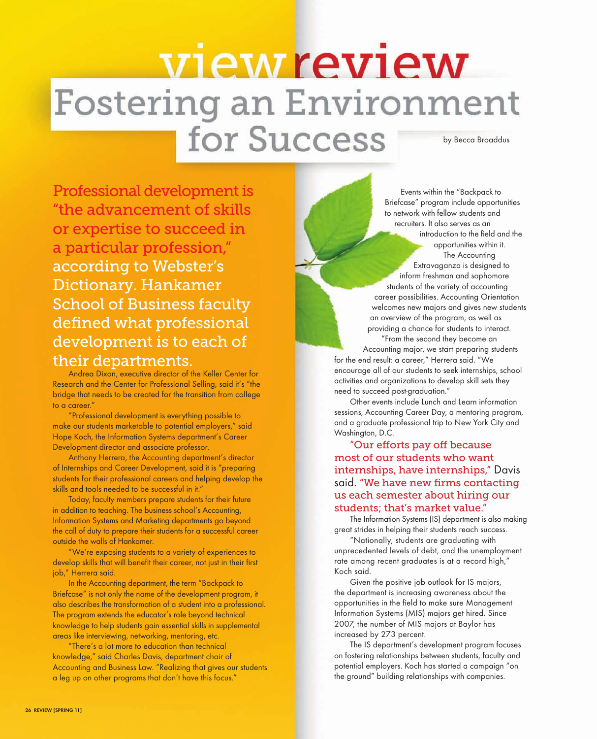# viewreview

# Fostering an Environment for Success

by Becca Broaddus

**Professional development is "the advancement of skills or expertise to succeed in a particular profession," according to Webster's Dictionary. Hankamer School of Business faculty defined what professional development is to each of their departments.**

Andrea Dixon, executive director of the Keller Center for Research and the Center for Professional Selling, said it's "the bridge that needs to be created for the transition from college to a career."

"Professional development is everything possible to make our students marketable to potential employers," said Hope Koch, the Information Systems department's Career Development director and associate professor.

Anthony Herrera, the Accounting department's director of Internships and Career Development, said it is "preparing students for their professional careers and helping develop the skills and tools needed to be successful in it."

Today, faculty members prepare students for their future in addition to teaching. The business school's Accounting, Information Systems and Marketing departments go beyond the call of duty to prepare their students for a successful career outside the walls of Hankamer.

"We're exposing students to a variety of experiences to develop skills that will benefit their career, not just in their first job," Herrera said.

In the Accounting department, the term "Backpack to Briefcase" is not only the name of the development program, it also describes the transformation of a student into a professional. The program extends the educator's role beyond technical knowledge to help students gain essential skills in supplemental areas like interviewing, networking, mentoring, etc.

"There's a lot more to education than technical knowledge," said Charles Davis, department chair of Accounting and Business Law. "Realizing that gives our students a leg up on other programs that don't have this focus."

Events within the "Backpack to Briefcase" program include opportunities to network with fellow students and recruiters. It also serves as an introduction to the field and the opportunities within it.

The Accounting Extravaganza is designed to inform freshman and sophomore students of the variety of accounting career possibilities. Accounting Orientation welcomes new majors and gives new students an overview of the program, as well as providing a chance for students to interact.

"From the second they become an Accounting major, we start preparing students for the end result: a career," Herrera said. "We encourage all of our students to seek internships, school activities and organizations to develop skill sets they need to succeed post-graduation."

Other events include Lunch and Learn information sessions, Accounting Career Day, a mentoring program, and a graduate professional trip to New York City and Washington, D.C.

**"Our efforts pay off because most of our students who want internships, have internships," Davis said. "We have new firms contacting us each semester about hiring our students; that's market value."**

The Information Systems (IS) department is also making great strides in helping their students reach success.

"Nationally, students are graduating with unprecedented levels of debt, and the unemployment rate among recent graduates is at a record high," Koch said.

Given the positive job outlook for IS majors, the department is increasing awareness about the opportunities in the field to make sure Management Information Systems (MIS) majors get hired. Since 2007, the number of MIS majors at Baylor has increased by 273 percent.

The IS department's development program focuses on fostering relationships between students, faculty and potential employers. Koch has started a campaign "on the ground" building relationships with companies.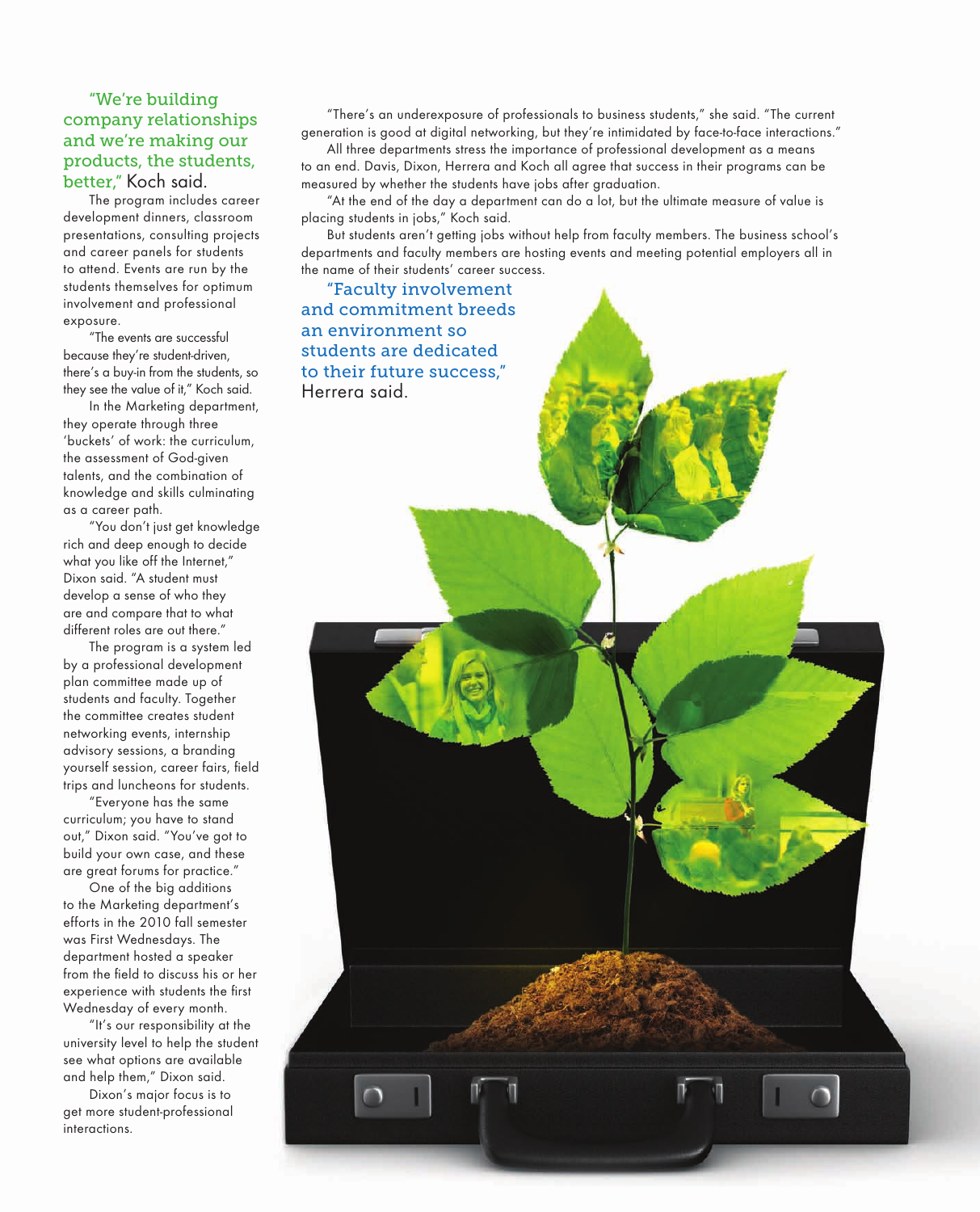"We're building company relationships and we're making our products, the students, better," Koch said.

The program includes career development dinners, classroom presentations, consulting projects and career panels for students to attend. Events are run by the students themselves for optimum involvement and professional exposure.

"The events are successful because they're student-driven, there's a buy-in from the students, so they see the value of it," Koch said.

In the Marketing department, they operate through three 'buckets' of work: the curriculum, the assessment of God-given talents, and the combination of knowledge and skills culminating as a career path.

"You don't just get knowledge rich and deep enough to decide what you like off the Internet," Dixon said. "A student must develop a sense of who they are and compare that to what different roles are out there."

The program is a system led by a professional development plan committee made up of students and faculty. Together the committee creates student networking events, internship advisory sessions, a branding yourself session, career fairs, field trips and luncheons for students.

"Everyone has the same curriculum; you have to stand out," Dixon said. "You've got to build your own case, and these are great forums for practice."

One of the big additions to the Marketing department's efforts in the 2010 fall semester was First Wednesdays. The department hosted a speaker from the field to discuss his or her experience with students the first Wednesday of every month.

"It's our responsibility at the university level to help the student see what options are available and help them," Dixon said.

Dixon's major focus is to get more student-professional interactions.

"There's an underexposure of professionals to business students," she said. "The current generation is good at digital networking, but they're intimidated by face-to-face interactions."

All three departments stress the importance of professional development as a means to an end. Davis, Dixon, Herrera and Koch all agree that success in their programs can be measured by whether the students have jobs after graduation.

"At the end of the day a department can do a lot, but the ultimate measure of value is placing students in jobs," Koch said.

But students aren't getting jobs without help from faculty members. The business school's departments and faculty members are hosting events and meeting potential employers all in the name of their students' career success.

"Faculty involvement and commitment breeds an environment so students are dedicated to their future success," Herrera said.